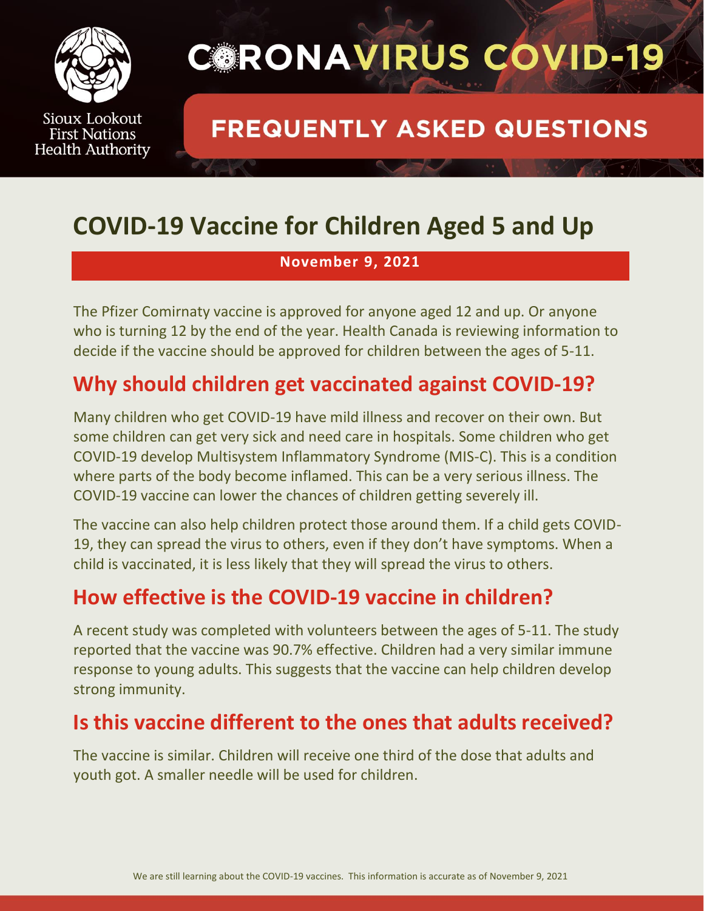Sioux Lookout First Nations Health Authority

# CORONAVIRUS COVID-19

## FREQUENTLY ASKED QUESTIONS

# COVID-19 Vaccine for Children Aged 5 and Up

**November 9, 2021**

The Pfizer Comirnaty vaccine is approved for anyone aged 12 and up. Or anyone who is turning 12 by the end of the year. Health Canada is reviewing information to decide if the vaccine should be approved for children between the ages of 5-11.

## Why should children get vaccinated against COVID-19?

Many children who get COVID-19 have mild illness and recover on their own. But some children can get very sick and need care in hospitals. Some children who get COVID-19 develop Multisystem Inflammatory Syndrome (MIS-C). This is a condition where parts of the body become inflamed. This can be a very serious illness. The COVID-19 vaccine can lower the chances of children getting severely ill.

The vaccine can also help children protect those around them. If a child gets COVID-19, they can spread the virus to others, even if they don't have symptoms. When a child is vaccinated, it is less likely that they will spread the virus to others.

## How effective is the COVID-19 vaccine in children?

A recent study was completed with volunteers between the ages of 5-11. The study reported that the vaccine was 90.7% effective. Children had a very similar immune response to young adults. This suggests that the vaccine can help children develop strong immunity.

## Is this vaccine different to the ones that adults received?

The vaccine is similar. Children will receive one third of the dose that adults and youth got. A smaller needle will be used for children.

We are still learning about the COVID-19 vaccines. This information is accurate as of November 9, 2021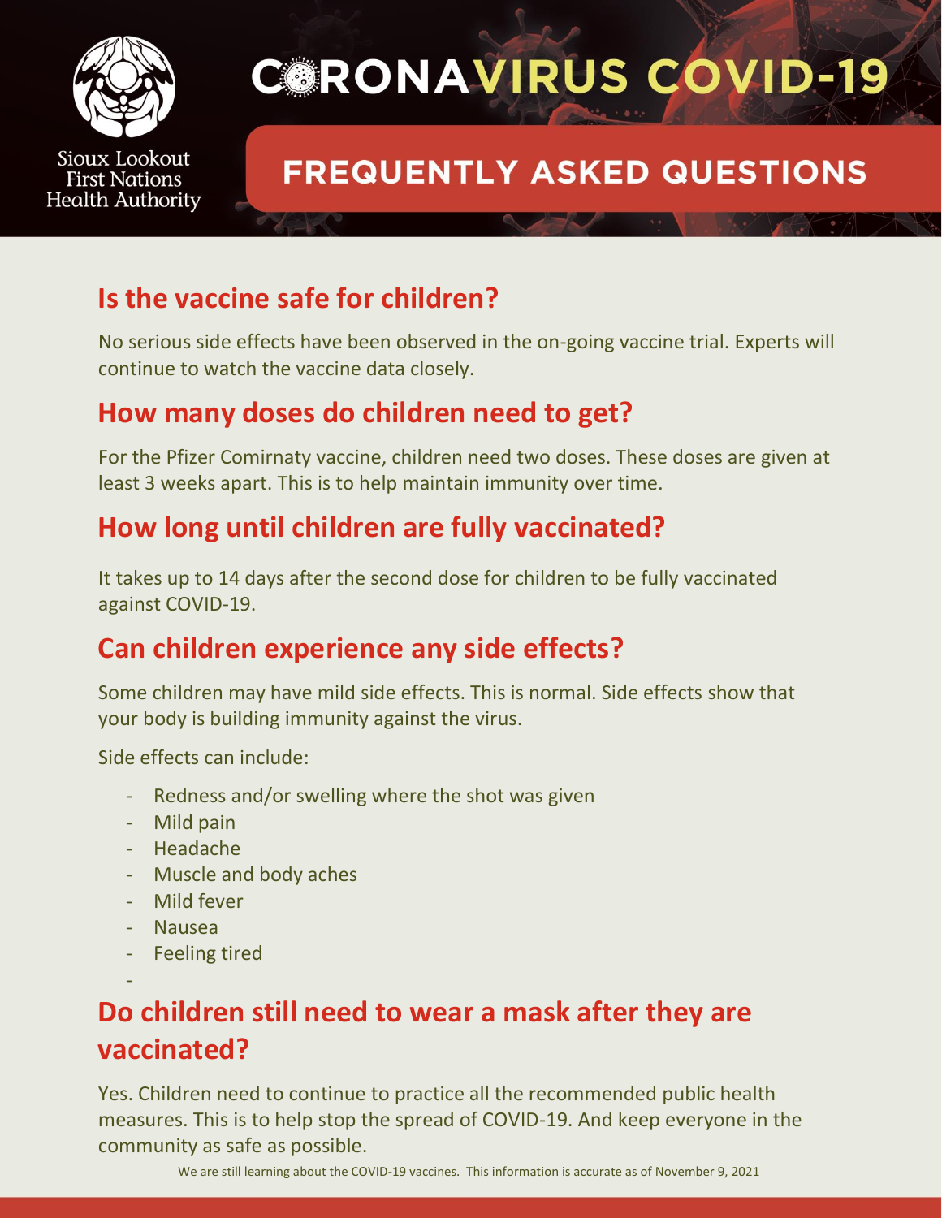Sioux Lookout First Nations Health Authority

# CORONAVIRUS COVID-19

## FREQUENTLY ASKED QUESTIONS

## Is the vaccine safe for children?

No serious side effects have been observed in the on-going vaccine trial. Experts will continue to watch the vaccine data closely.

## How many doses do children need to get?

For the Pfizer Comirnaty vaccine, children need two doses. These doses are given at least 3 weeks apart. This is to help maintain immunity over time.

## How long until children are fully vaccinated?

It takes up to 14 days after the second dose for children to be fully vaccinated against COVID-19.

## Can children experience any side effects?

Some children may have mild side effects. This is normal. Side effects show that your body is building immunity against the virus.

Side effects can include:

- Redness and/or swelling where the shot was given
- Mild pain
- Headache
- Muscle and body aches
- Mild fever
- Nausea
- Feeling tired

## Do children still need to wear a mask after they are vaccinated?

Yes. Children need to continue to practice all the recommended public health measures. This is to help stop the spread of COVID-19. And keep everyone in the community as safe as possible.

We are still learning about the COVID-19 vaccines. This information is accurate as of November 9, 2021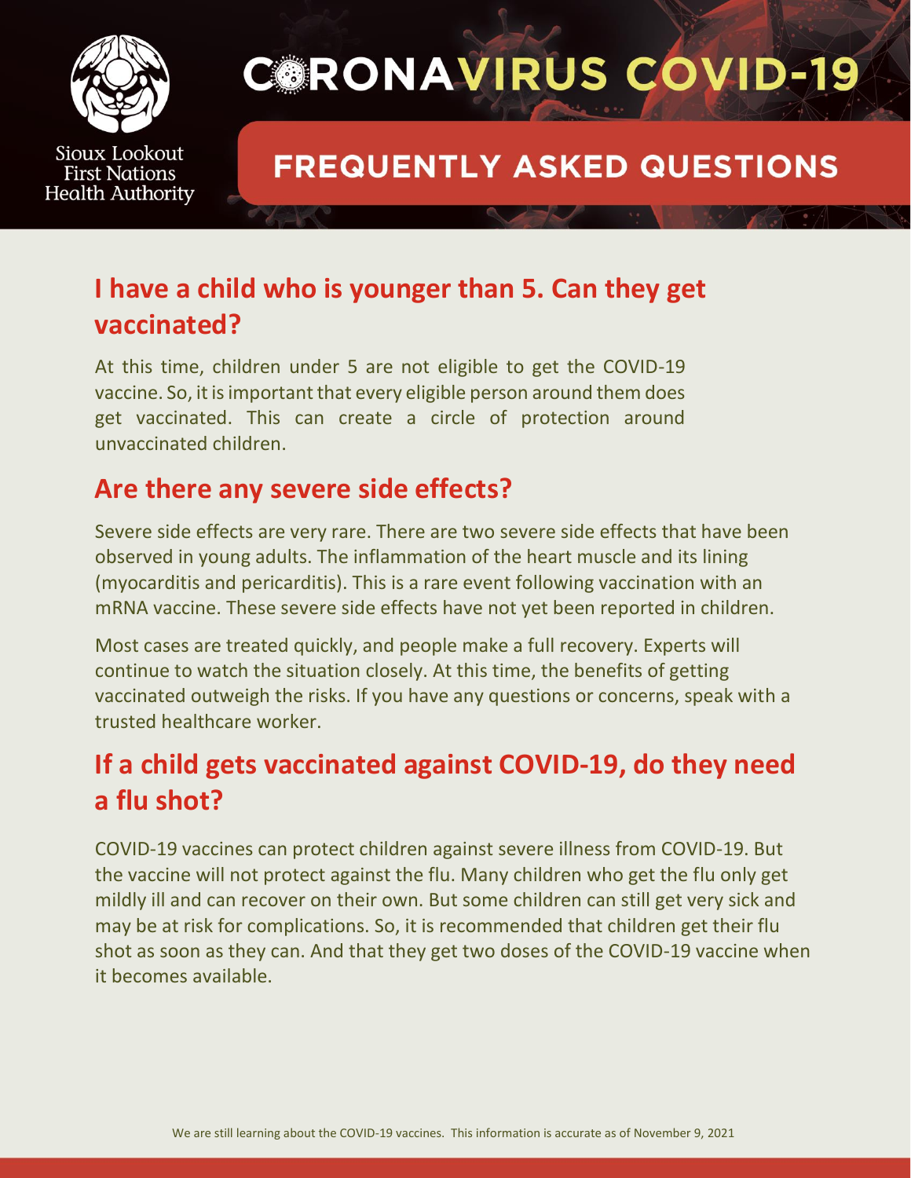Sioux Lookout First Nations Health Authority

# CORONAVIRUS COVID-19

## FREQUENTLY ASKED QUESTIONS

### I have a child who is younger than 5. Can they get vaccinated?

At this time, children under 5 are not eligible to get the COVID-19 vaccine. So, it is important that every eligible person around them does get vaccinated. This can create a circle of protection around unvaccinated children.

### Are there any severe side effects?

Severe side effects are very rare. There are two severe side effects that have been observed in young adults. The inflammation of the heart muscle and its lining (myocarditis and pericarditis). This is a rare event following vaccination with an mRNA vaccine. These severe side effects have not yet been reported in children.

Most cases are treated quickly, and people make a full recovery. Experts will continue to watch the situation closely. At this time, the benefits of getting vaccinated outweigh the risks. If you have any questions or concerns, speak with a trusted healthcare worker.

### If a child gets vaccinated against COVID-19, do they need a flu shot?

COVID-19 vaccines can protect children against severe illness from COVID-19. But the vaccine will not protect against the flu. Many children who get the flu only get mildly ill and can recover on their own. But some children can still get very sick and may be at risk for complications. So, it is recommended that children get their flu shot as soon as they can. And that they get two doses of the COVID-19 vaccine when it becomes available.

We are still learning about the COVID-19 vaccines. This information is accurate as of November 9, 2021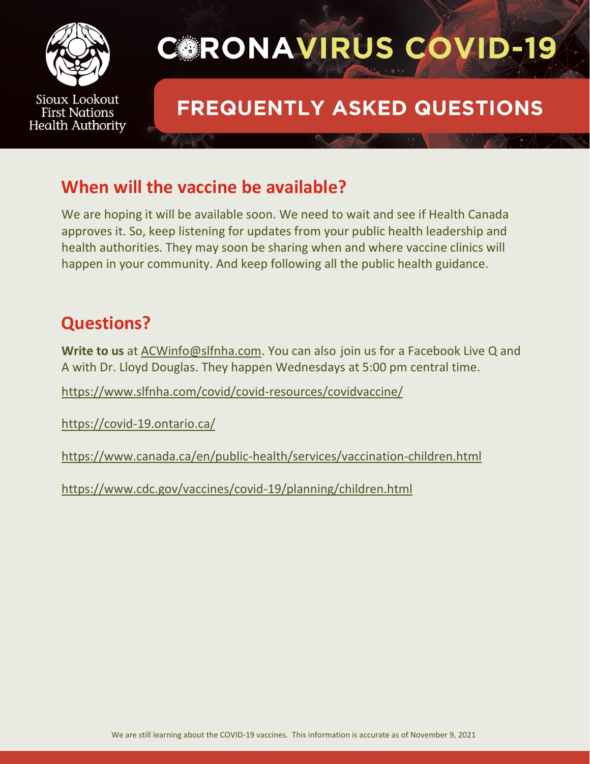Sioux Lookout First Nations Health Authority

# CORONAVIRUS COVID-19

## FREQUENTLY ASKED QUESTIONS

## When will the vaccine be available?

We are hoping it will be available soon. We need to wait and see if Health Canada approves it. So, keep listening for updates from your public health leadership and health authorities. They may soon be sharing when and where vaccine clinics will happen in your community. And keep following all the public health guidance.

## Questions?

**Write to us** at ACWinfo@slfnha.com. You can also join us for a Facebook Live Q and A with Dr. Lloyd Douglas. They happen Wednesdays at 5:00 pm central time.

https://www.slfnha.com/covid/covid-resources/covidvaccine/

https://covid-19.ontario.ca/

https://www.canada.ca/en/public-health/services/vaccination-children.html

https://www.cdc.gov/vaccines/covid-19/planning/children.html

We are still learning about the COVID-19 vaccines. This information is accurate as of November 9, 2021